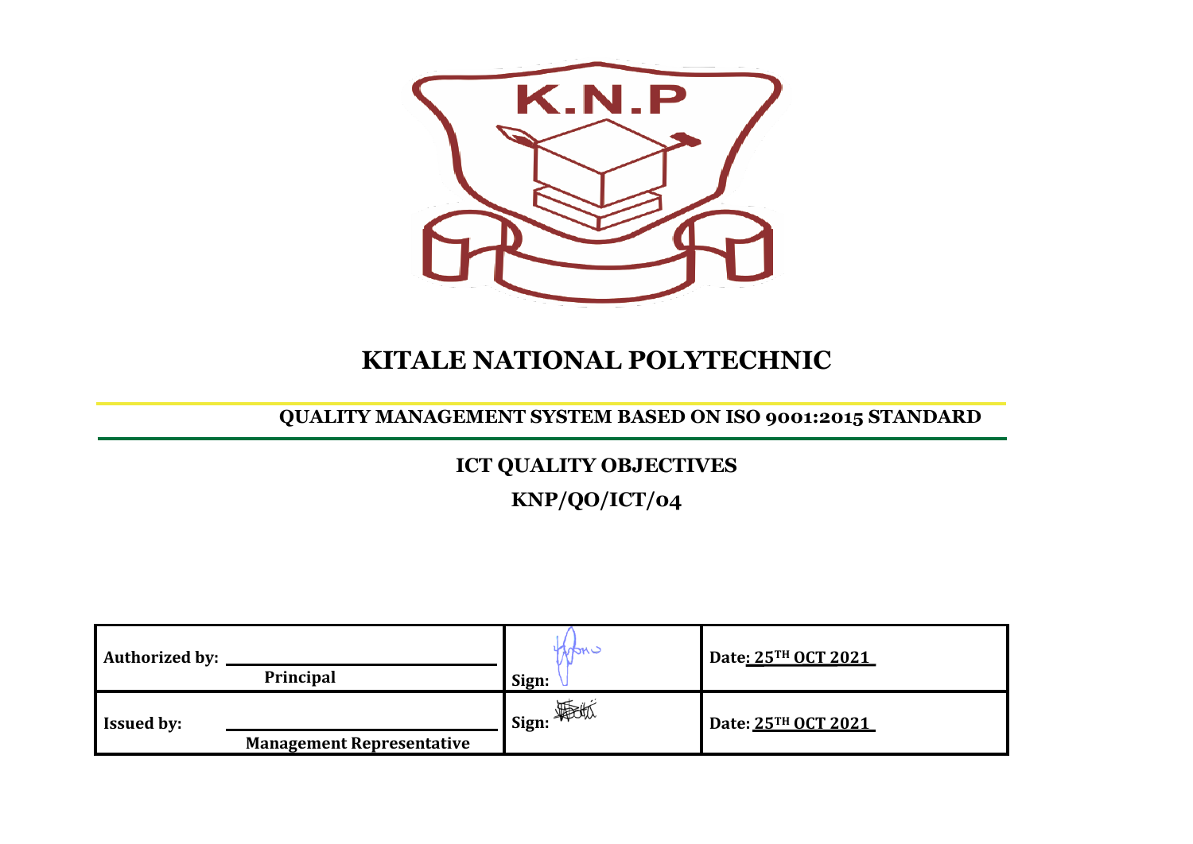# KITALE NATIONAL POLYTECHNIC

## QUALITY MANAGEMENT SYSTEM BASED ON ISO 9001:2015 STANDARD

## ICT QUALITY OBJECTIVES

## KNP/QO/ICT/04

| Authorized by: Principal | Sign: | Date: 25TH OCT 2021 |
|---|---|---|
| Issued by: Management Representative | Sign: | Date: 25TH OCT 2021 |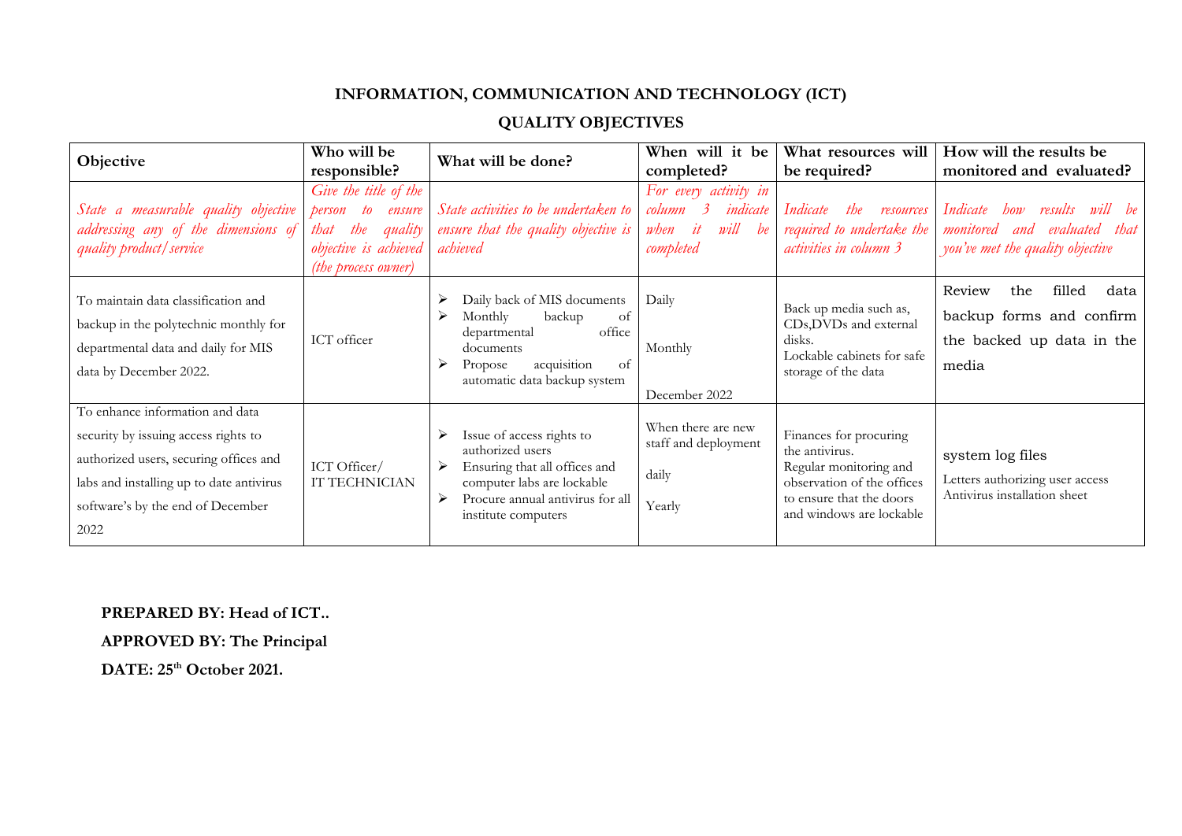**INFORMATION, COMMUNICATION AND TECHNOLOGY (ICT)**

**QUALITY OBJECTIVES**

| Objective | Who will be responsible? | What will be done? | When will it be completed? | What resources will be required? | How will the results be monitored and evaluated? |
|---|---|---|---|---|---|
| *State a measurable quality objective addressing any of the dimensions of quality product/service* | *Give the title of the person to ensure that the quality objective is achieved (the process owner)* | *State activities to be undertaken to ensure that the quality objective is achieved* | *For every activity in column 3 indicate when it will be completed* | *Indicate the resources required to undertake the activities in column 3* | *Indicate how results will be monitored and evaluated that you've met the quality objective* |
| To maintain data classification and backup in the polytechnic monthly for departmental data and daily for MIS data by December 2022. | ICT officer | ➢ Daily back of MIS documents<br>➢ Monthly backup of departmental office documents<br>➢ Propose acquisition of automatic data backup system | Daily<br><br>Monthly<br><br>December 2022 | Back up media such as, CDs,DVDs and external disks.<br>Lockable cabinets for safe storage of the data | Review the filled data backup forms and confirm the backed up data in the media |
| To enhance information and data security by issuing access rights to authorized users, securing offices and labs and installing up to date antivirus software's by the end of December 2022 | ICT Officer/ IT TECHNICIAN | ➢ Issue of access rights to authorized users<br>➢ Ensuring that all offices and computer labs are lockable<br>➢ Procure annual antivirus for all institute computers | When there are new staff and deployment<br><br>daily<br><br>Yearly | Finances for procuring the antivirus.<br>Regular monitoring and observation of the offices to ensure that the doors and windows are lockable | system log files<br>Letters authorizing user access<br>Antivirus installation sheet |

**PREPARED BY: Head of ICT..**

**APPROVED BY: The Principal**

**DATE: 25th October 2021.**